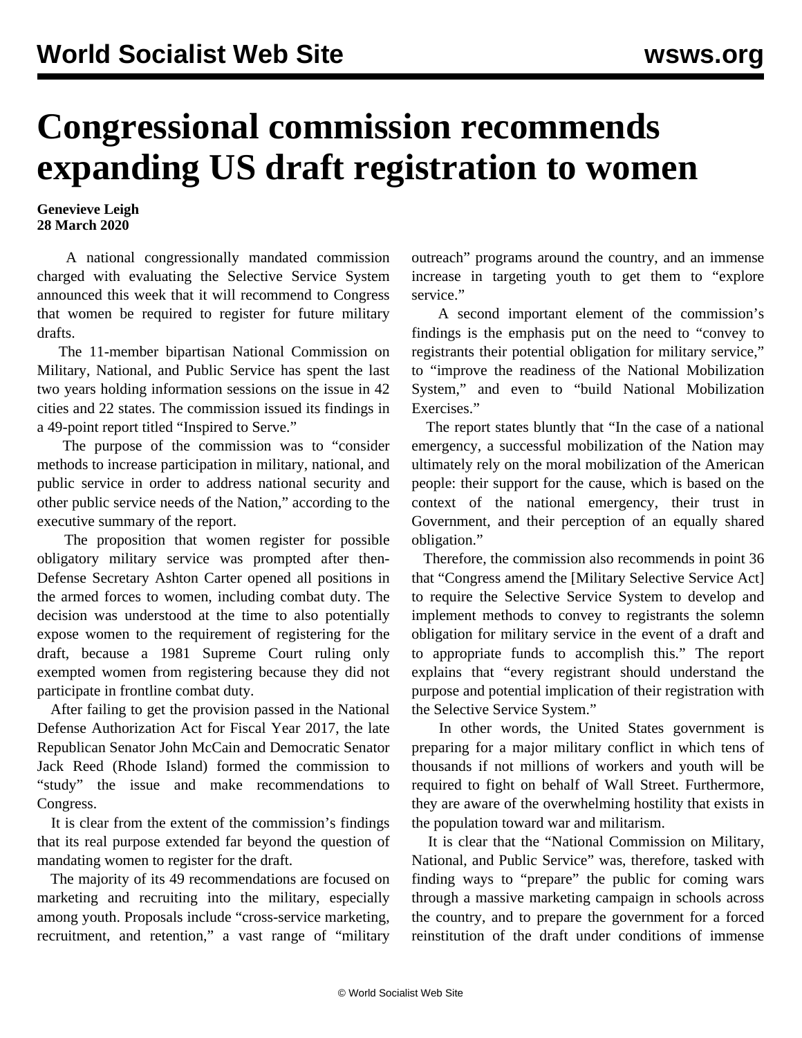# Congressional commission recommends expanding US draft registration to women

**Genevieve Leigh**
**28 March 2020**

A national congressionally mandated commission charged with evaluating the Selective Service System announced this week that it will recommend to Congress that women be required to register for future military drafts.

The 11-member bipartisan National Commission on Military, National, and Public Service has spent the last two years holding information sessions on the issue in 42 cities and 22 states. The commission issued its findings in a 49-point report titled "Inspired to Serve."

The purpose of the commission was to "consider methods to increase participation in military, national, and public service in order to address national security and other public service needs of the Nation," according to the executive summary of the report.

The proposition that women register for possible obligatory military service was prompted after then-Defense Secretary Ashton Carter opened all positions in the armed forces to women, including combat duty. The decision was understood at the time to also potentially expose women to the requirement of registering for the draft, because a 1981 Supreme Court ruling only exempted women from registering because they did not participate in frontline combat duty.

After failing to get the provision passed in the National Defense Authorization Act for Fiscal Year 2017, the late Republican Senator John McCain and Democratic Senator Jack Reed (Rhode Island) formed the commission to "study" the issue and make recommendations to Congress.

It is clear from the extent of the commission's findings that its real purpose extended far beyond the question of mandating women to register for the draft.

The majority of its 49 recommendations are focused on marketing and recruiting into the military, especially among youth. Proposals include "cross-service marketing, recruitment, and retention," a vast range of "military outreach" programs around the country, and an immense increase in targeting youth to get them to "explore service."

A second important element of the commission's findings is the emphasis put on the need to "convey to registrants their potential obligation for military service," to "improve the readiness of the National Mobilization System," and even to "build National Mobilization Exercises."

The report states bluntly that "In the case of a national emergency, a successful mobilization of the Nation may ultimately rely on the moral mobilization of the American people: their support for the cause, which is based on the context of the national emergency, their trust in Government, and their perception of an equally shared obligation."

Therefore, the commission also recommends in point 36 that "Congress amend the [Military Selective Service Act] to require the Selective Service System to develop and implement methods to convey to registrants the solemn obligation for military service in the event of a draft and to appropriate funds to accomplish this." The report explains that "every registrant should understand the purpose and potential implication of their registration with the Selective Service System."

In other words, the United States government is preparing for a major military conflict in which tens of thousands if not millions of workers and youth will be required to fight on behalf of Wall Street. Furthermore, they are aware of the overwhelming hostility that exists in the population toward war and militarism.

It is clear that the "National Commission on Military, National, and Public Service" was, therefore, tasked with finding ways to "prepare" the public for coming wars through a massive marketing campaign in schools across the country, and to prepare the government for a forced reinstitution of the draft under conditions of immense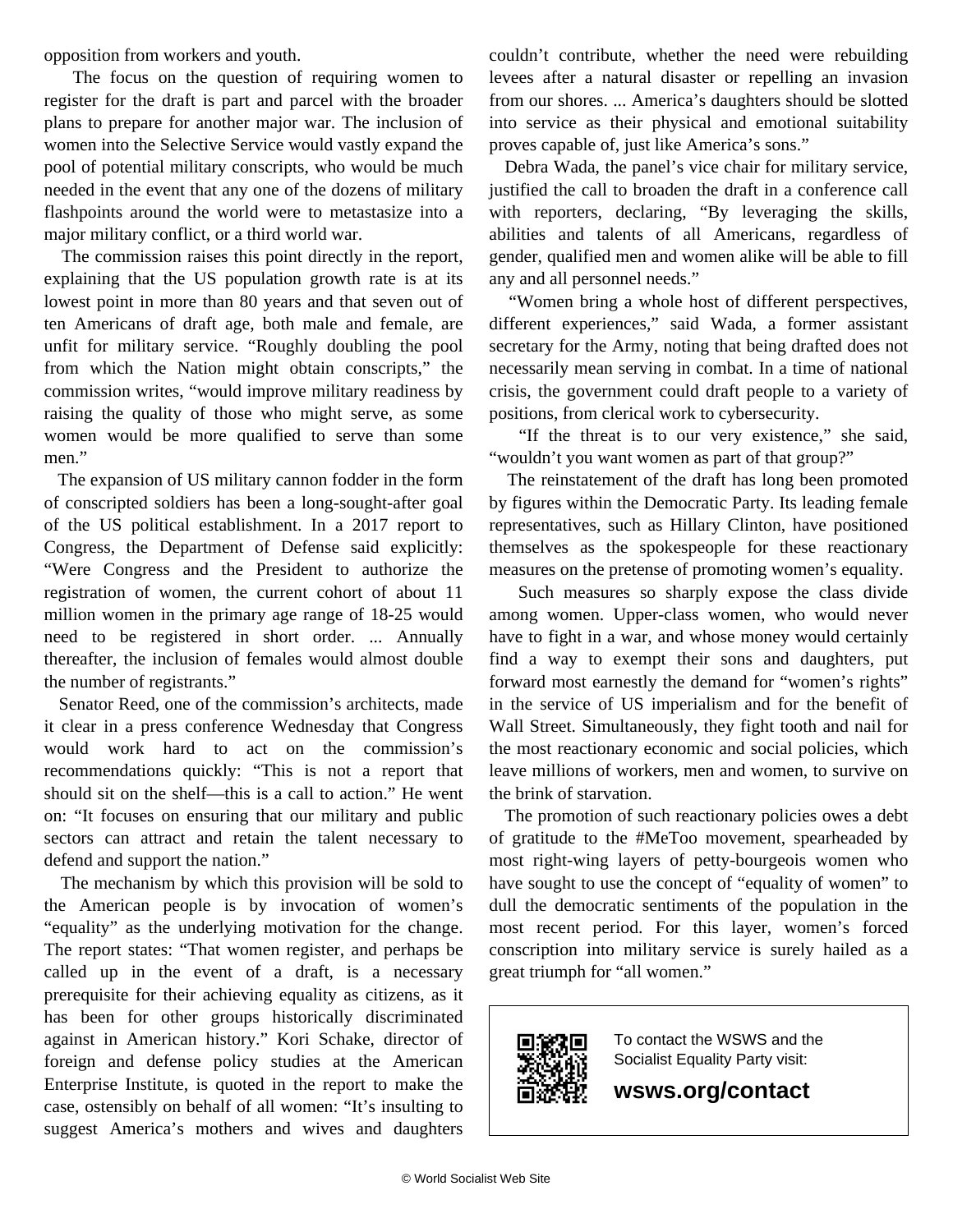opposition from workers and youth.

The focus on the question of requiring women to register for the draft is part and parcel with the broader plans to prepare for another major war. The inclusion of women into the Selective Service would vastly expand the pool of potential military conscripts, who would be much needed in the event that any one of the dozens of military flashpoints around the world were to metastasize into a major military conflict, or a third world war.

The commission raises this point directly in the report, explaining that the US population growth rate is at its lowest point in more than 80 years and that seven out of ten Americans of draft age, both male and female, are unfit for military service. "Roughly doubling the pool from which the Nation might obtain conscripts," the commission writes, "would improve military readiness by raising the quality of those who might serve, as some women would be more qualified to serve than some men."

The expansion of US military cannon fodder in the form of conscripted soldiers has been a long-sought-after goal of the US political establishment. In a 2017 report to Congress, the Department of Defense said explicitly: "Were Congress and the President to authorize the registration of women, the current cohort of about 11 million women in the primary age range of 18-25 would need to be registered in short order. ... Annually thereafter, the inclusion of females would almost double the number of registrants."

Senator Reed, one of the commission's architects, made it clear in a press conference Wednesday that Congress would work hard to act on the commission's recommendations quickly: "This is not a report that should sit on the shelf—this is a call to action." He went on: "It focuses on ensuring that our military and public sectors can attract and retain the talent necessary to defend and support the nation."

The mechanism by which this provision will be sold to the American people is by invocation of women's "equality" as the underlying motivation for the change. The report states: "That women register, and perhaps be called up in the event of a draft, is a necessary prerequisite for their achieving equality as citizens, as it has been for other groups historically discriminated against in American history." Kori Schake, director of foreign and defense policy studies at the American Enterprise Institute, is quoted in the report to make the case, ostensibly on behalf of all women: "It's insulting to suggest America's mothers and wives and daughters couldn't contribute, whether the need were rebuilding levees after a natural disaster or repelling an invasion from our shores. ... America's daughters should be slotted into service as their physical and emotional suitability proves capable of, just like America's sons."

Debra Wada, the panel's vice chair for military service, justified the call to broaden the draft in a conference call with reporters, declaring, "By leveraging the skills, abilities and talents of all Americans, regardless of gender, qualified men and women alike will be able to fill any and all personnel needs."

"Women bring a whole host of different perspectives, different experiences," said Wada, a former assistant secretary for the Army, noting that being drafted does not necessarily mean serving in combat. In a time of national crisis, the government could draft people to a variety of positions, from clerical work to cybersecurity.

"If the threat is to our very existence," she said, "wouldn't you want women as part of that group?"

The reinstatement of the draft has long been promoted by figures within the Democratic Party. Its leading female representatives, such as Hillary Clinton, have positioned themselves as the spokespeople for these reactionary measures on the pretense of promoting women's equality.

Such measures so sharply expose the class divide among women. Upper-class women, who would never have to fight in a war, and whose money would certainly find a way to exempt their sons and daughters, put forward most earnestly the demand for "women's rights" in the service of US imperialism and for the benefit of Wall Street. Simultaneously, they fight tooth and nail for the most reactionary economic and social policies, which leave millions of workers, men and women, to survive on the brink of starvation.

The promotion of such reactionary policies owes a debt of gratitude to the #MeToo movement, spearheaded by most right-wing layers of petty-bourgeois women who have sought to use the concept of "equality of women" to dull the democratic sentiments of the population in the most recent period. For this layer, women's forced conscription into military service is surely hailed as a great triumph for "all women."

To contact the WSWS and the Socialist Equality Party visit:

**wsws.org/contact**